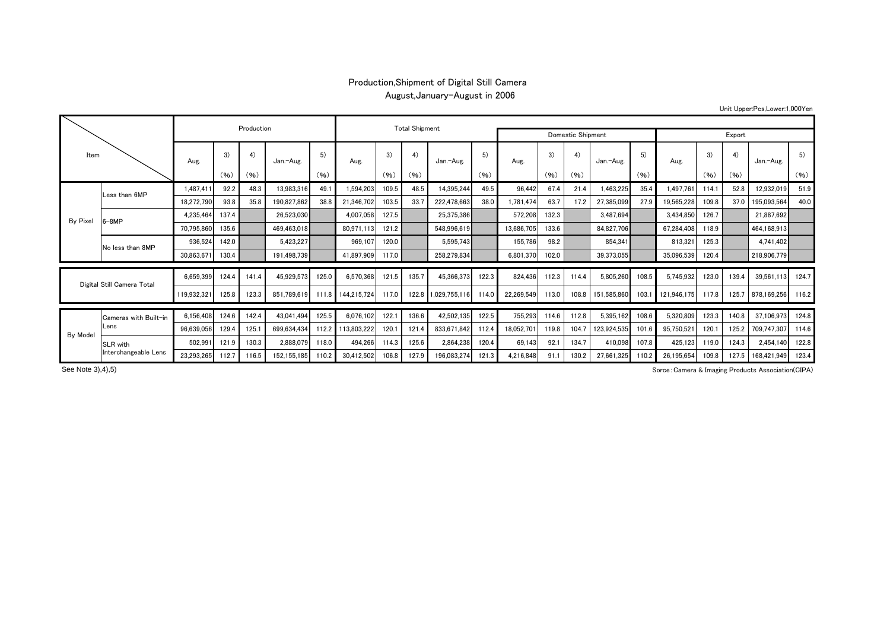## Production,Shipment of Digital Still Camera
## August,January-August in 2006

Unit Upper:Pcs,Lower:1,000Yen

| Item | | Production | | | | | Total Shipment | | | | | Domestic Shipment | | | | | Export | | | | |
|---|---|---|---|---|---|---|---|---|---|---|---|---|---|---|---|---|---|---|---|---|---|
| | | Aug. | 3) (%) | 4) (%) | Jan.-Aug. | 5) (%) | Aug. | 3) (%) | 4) (%) | Jan.-Aug. | 5) (%) | Aug. | 3) (%) | 4) (%) | Jan.-Aug. | 5) (%) | Aug. | 3) (%) | 4) (%) | Jan.-Aug. | 5) (%) |
| By Pixel | Less than 6MP | 1,487,411 | 92.2 | 48.3 | 13,983,316 | 49.1 | 1,594,203 | 109.5 | 48.5 | 14,395,244 | 49.5 | 96,442 | 67.4 | 21.4 | 1,463,225 | 35.4 | 1,497,761 | 114.1 | 52.8 | 12,932,019 | 51.9 |
| | | 18,272,790 | 93.8 | 35.8 | 190,827,862 | 38.8 | 21,346,702 | 103.5 | 33.7 | 222,478,663 | 38.0 | 1,781,474 | 63.7 | 17.2 | 27,385,099 | 27.9 | 19,565,228 | 109.8 | 37.0 | 195,093,564 | 40.0 |
| | 6-8MP | 4,235,464 | 137.4 | | 26,523,030 | | 4,007,058 | 127.5 | | 25,375,386 | | 572,208 | 132.3 | | 3,487,694 | | 3,434,850 | 126.7 | | 21,887,692 | |
| | | 70,795,860 | 135.6 | | 469,463,018 | | 80,971,113 | 121.2 | | 548,996,619 | | 13,686,705 | 133.6 | | 84,827,706 | | 67,284,408 | 118.9 | | 464,168,913 | |
| | No less than 8MP | 936,524 | 142.0 | | 5,423,227 | | 969,107 | 120.0 | | 5,595,743 | | 155,786 | 98.2 | | 854,341 | | 813,321 | 125.3 | | 4,741,402 | |
| | | 30,863,671 | 130.4 | | 191,498,739 | | 41,897,909 | 117.0 | | 258,279,834 | | 6,801,370 | 102.0 | | 39,373,055 | | 35,096,539 | 120.4 | | 218,906,779 | |
| Digital Still Camera Total | | 6,659,399 | 124.4 | 141.4 | 45,929,573 | 125.0 | 6,570,368 | 121.5 | 135.7 | 45,366,373 | 122.3 | 824,436 | 112.3 | 114.4 | 5,805,260 | 108.5 | 5,745,932 | 123.0 | 139.4 | 39,561,113 | 124.7 |
| | | 119,932,321 | 125.8 | 123.3 | 851,789,619 | 111.8 | 144,215,724 | 117.0 | 122.8 | 1,029,755,116 | 114.0 | 22,269,549 | 113.0 | 108.8 | 151,585,860 | 103.1 | 121,946,175 | 117.8 | 125.7 | 878,169,256 | 116.2 |
| By Model | Cameras with Built-in Lens | 6,156,408 | 124.6 | 142.4 | 43,041,494 | 125.5 | 6,076,102 | 122.1 | 136.6 | 42,502,135 | 122.5 | 755,293 | 114.6 | 112.8 | 5,395,162 | 108.6 | 5,320,809 | 123.3 | 140.8 | 37,106,973 | 124.8 |
| | | 96,639,056 | 129.4 | 125.1 | 699,634,434 | 112.2 | 113,803,222 | 120.1 | 121.4 | 833,671,842 | 112.4 | 18,052,701 | 119.8 | 104.7 | 123,924,535 | 101.6 | 95,750,521 | 120.1 | 125.2 | 709,747,307 | 114.6 |
| | SLR with Interchangeable Lens | 502,991 | 121.9 | 130.3 | 2,888,079 | 118.0 | 494,266 | 114.3 | 125.6 | 2,864,238 | 120.4 | 69,143 | 92.1 | 134.7 | 410,098 | 107.8 | 425,123 | 119.0 | 124.3 | 2,454,140 | 122.8 |
| | | 23,293,265 | 112.7 | 116.5 | 152,155,185 | 110.2 | 30,412,502 | 106.8 | 127.9 | 196,083,274 | 121.3 | 4,216,848 | 91.1 | 130.2 | 27,661,325 | 110.2 | 26,195,654 | 109.8 | 127.5 | 168,421,949 | 123.4 |

See Note 3),4),5)

Sorce:Camera & Imaging Products Association(CIPA)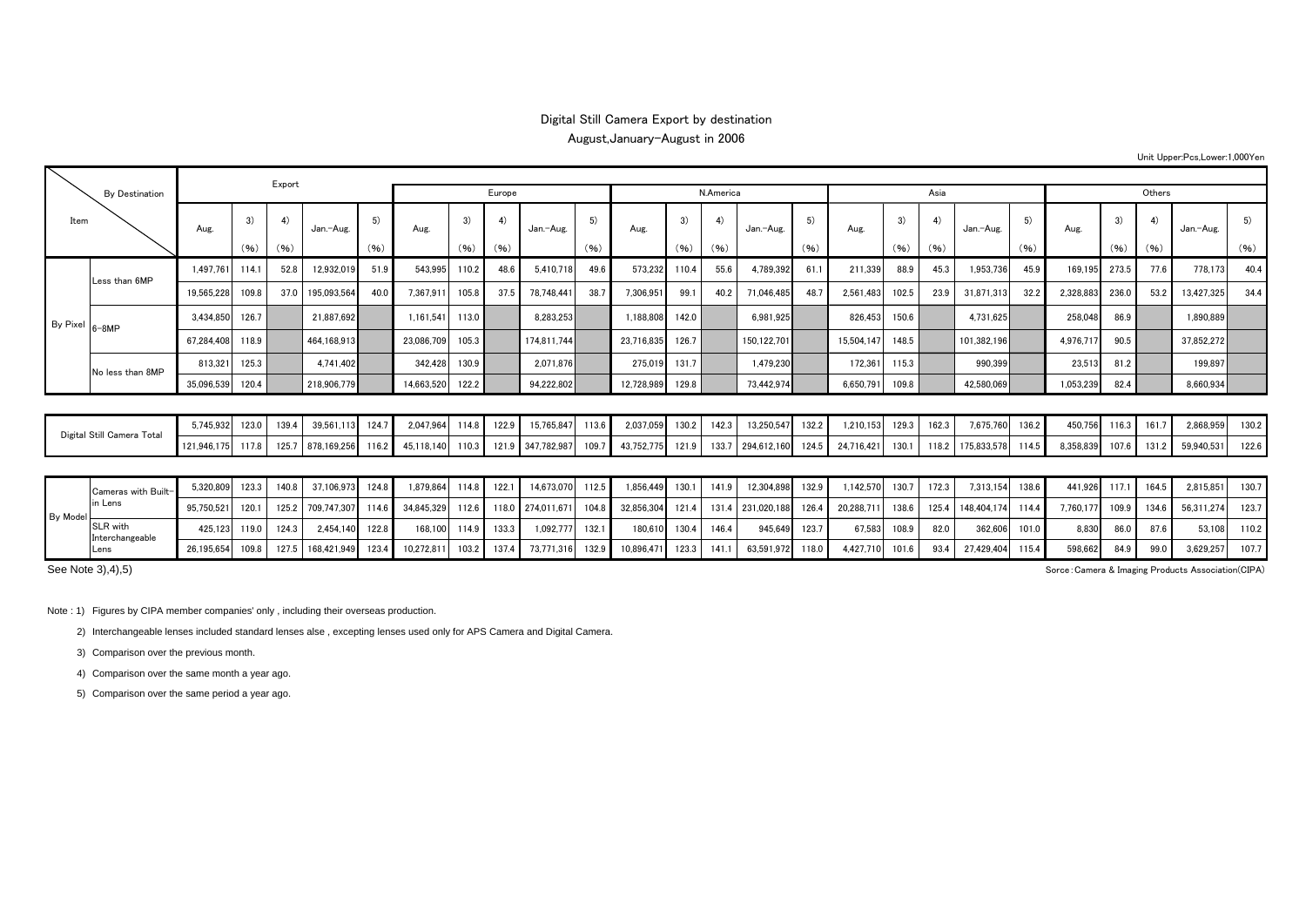# Digital Still Camera Export by destination

## August,January-August in 2006

Unit Upper:Pcs,Lower:1,000Yen

| By Destination / Item | | Export | | | | | Europe | | | | | N.America | | | | | Asia | | | | | Others | | | | |
|---|---|---|---|---|---|---|---|---|---|---|---|---|---|---|---|---|---|---|---|---|---|---|---|---|---|---|
| | | Aug. | 3) (%) | 4) (%) | Jan.-Aug. | 5) (%) | Aug. | 3) (%) | 4) (%) | Jan.-Aug. | 5) (%) | Aug. | 3) (%) | 4) (%) | Jan.-Aug. | 5) (%) | Aug. | 3) (%) | 4) (%) | Jan.-Aug. | 5) (%) | Aug. | 3) (%) | 4) (%) | Jan.-Aug. | 5) (%) |
| By Pixel | Less than 6MP | 1,497,761 | 114.1 | 52.8 | 12,932,019 | 51.9 | 543,995 | 110.2 | 48.6 | 5,410,718 | 49.6 | 573,232 | 110.4 | 55.6 | 4,789,392 | 61.1 | 211,339 | 88.9 | 45.3 | 1,953,736 | 45.9 | 169,195 | 273.5 | 77.6 | 778,173 | 40.4 |
| | | 19,565,228 | 109.8 | 37.0 | 195,093,564 | 40.0 | 7,367,911 | 105.8 | 37.5 | 78,748,441 | 38.7 | 7,306,951 | 99.1 | 40.2 | 71,046,485 | 48.7 | 2,561,483 | 102.5 | 23.9 | 31,871,313 | 32.2 | 2,328,883 | 236.0 | 53.2 | 13,427,325 | 34.4 |
| | 6-8MP | 3,434,850 | 126.7 | | 21,887,692 | | 1,161,541 | 113.0 | | 8,283,253 | | 1,188,808 | 142.0 | | 6,981,925 | | 826,453 | 150.6 | | 4,731,625 | | 258,048 | 86.9 | | 1,890,889 | |
| | | 67,284,408 | 118.9 | | 464,168,913 | | 23,086,709 | 105.3 | | 174,811,744 | | 23,716,835 | 126.7 | | 150,122,701 | | 15,504,147 | 148.5 | | 101,382,196 | | 4,976,717 | 90.5 | | 37,852,272 | |
| | No less than 8MP | 813,321 | 125.3 | | 4,741,402 | | 342,428 | 130.9 | | 2,071,876 | | 275,019 | 131.7 | | 1,479,230 | | 172,361 | 115.3 | | 990,399 | | 23,513 | 81.2 | | 199,897 | |
| | | 35,096,539 | 120.4 | | 218,906,779 | | 14,663,520 | 122.2 | | 94,222,802 | | 12,728,989 | 129.8 | | 73,442,974 | | 6,650,791 | 109.8 | | 42,580,069 | | 1,053,239 | 82.4 | | 8,660,934 | |
| Digital Still Camera Total | | 5,745,932 | 123.0 | 139.4 | 39,561,113 | 124.7 | 2,047,964 | 114.8 | 122.9 | 15,765,847 | 113.6 | 2,037,059 | 130.2 | 142.3 | 13,250,547 | 132.2 | 1,210,153 | 129.3 | 162.3 | 7,675,760 | 136.2 | 450,756 | 116.3 | 161.7 | 2,868,959 | 130.2 |
| | | 121,946,175 | 117.8 | 125.7 | 878,169,256 | 116.2 | 45,118,140 | 110.3 | 121.9 | 347,782,987 | 109.7 | 43,752,775 | 121.9 | 133.7 | 294,612,160 | 124.5 | 24,716,421 | 130.1 | 118.2 | 175,833,578 | 114.5 | 8,358,839 | 107.6 | 131.2 | 59,940,531 | 122.6 |
| By Model | Cameras with Built-in Lens | 5,320,809 | 123.3 | 140.8 | 37,106,973 | 124.8 | 1,879,864 | 114.8 | 122.1 | 14,673,070 | 112.5 | 1,856,449 | 130.1 | 141.9 | 12,304,898 | 132.9 | 1,142,570 | 130.7 | 172.3 | 7,313,154 | 138.6 | 441,926 | 117.1 | 164.5 | 2,815,851 | 130.7 |
| | | 95,750,521 | 120.1 | 125.2 | 709,747,307 | 114.6 | 34,845,329 | 112.6 | 118.0 | 274,011,671 | 104.8 | 32,856,304 | 121.4 | 131.4 | 231,020,188 | 126.4 | 20,288,711 | 138.6 | 125.4 | 148,404,174 | 114.4 | 7,760,177 | 109.9 | 134.6 | 56,311,274 | 123.7 |
| | SLR with Interchangeable Lens | 425,123 | 119.0 | 124.3 | 2,454,140 | 122.8 | 168,100 | 114.9 | 133.3 | 1,092,777 | 132.1 | 180,610 | 130.4 | 146.4 | 945,649 | 123.7 | 67,583 | 108.9 | 82.0 | 362,606 | 101.0 | 8,830 | 86.0 | 87.6 | 53,108 | 110.2 |
| | | 26,195,654 | 109.8 | 127.5 | 168,421,949 | 123.4 | 10,272,811 | 103.2 | 137.4 | 73,771,316 | 132.9 | 10,896,471 | 123.3 | 141.1 | 63,591,972 | 118.0 | 4,427,710 | 101.6 | 93.4 | 27,429,404 | 115.4 | 598,662 | 84.9 | 99.0 | 3,629,257 | 107.7 |

See Note 3),4),5)

Sorce:Camera & Imaging Products Association(CIPA)

Note : 1) Figures by CIPA member companies' only , including their overseas production.

2) Interchangeable lenses included standard lenses alse , excepting lenses used only for APS Camera and Digital Camera.

3) Comparison over the previous month.

4) Comparison over the same month a year ago.

5) Comparison over the same period a year ago.